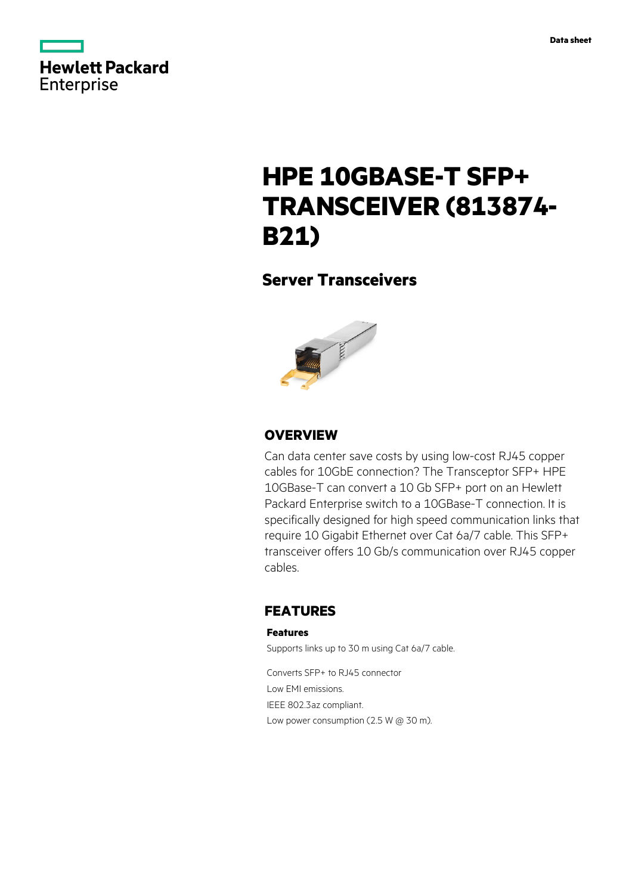# HPE 10GBASE-T SFP+ TRANSCEIVER (813874-B21)

## Server Transceivers

## OVERVIEW

Can data center save costs by using low-cost RJ45 copper cables for 10GbE connection? The Transceptor SFP+ HPE 10GBase-T can convert a 10 Gb SFP+ port on an Hewlett Packard Enterprise switch to a 10GBase-T connection. It is specifically designed for high speed communication links that require 10 Gigabit Ethernet over Cat 6a/7 cable. This SFP+ transceiver offers 10 Gb/s communication over RJ45 copper cables.

## FEATURES

### Features

Supports links up to 30 m using Cat 6a/7 cable.

Converts SFP+ to RJ45 connector

Low EMI emissions.

IEEE 802.3az compliant.

Low power consumption (2.5 W @ 30 m).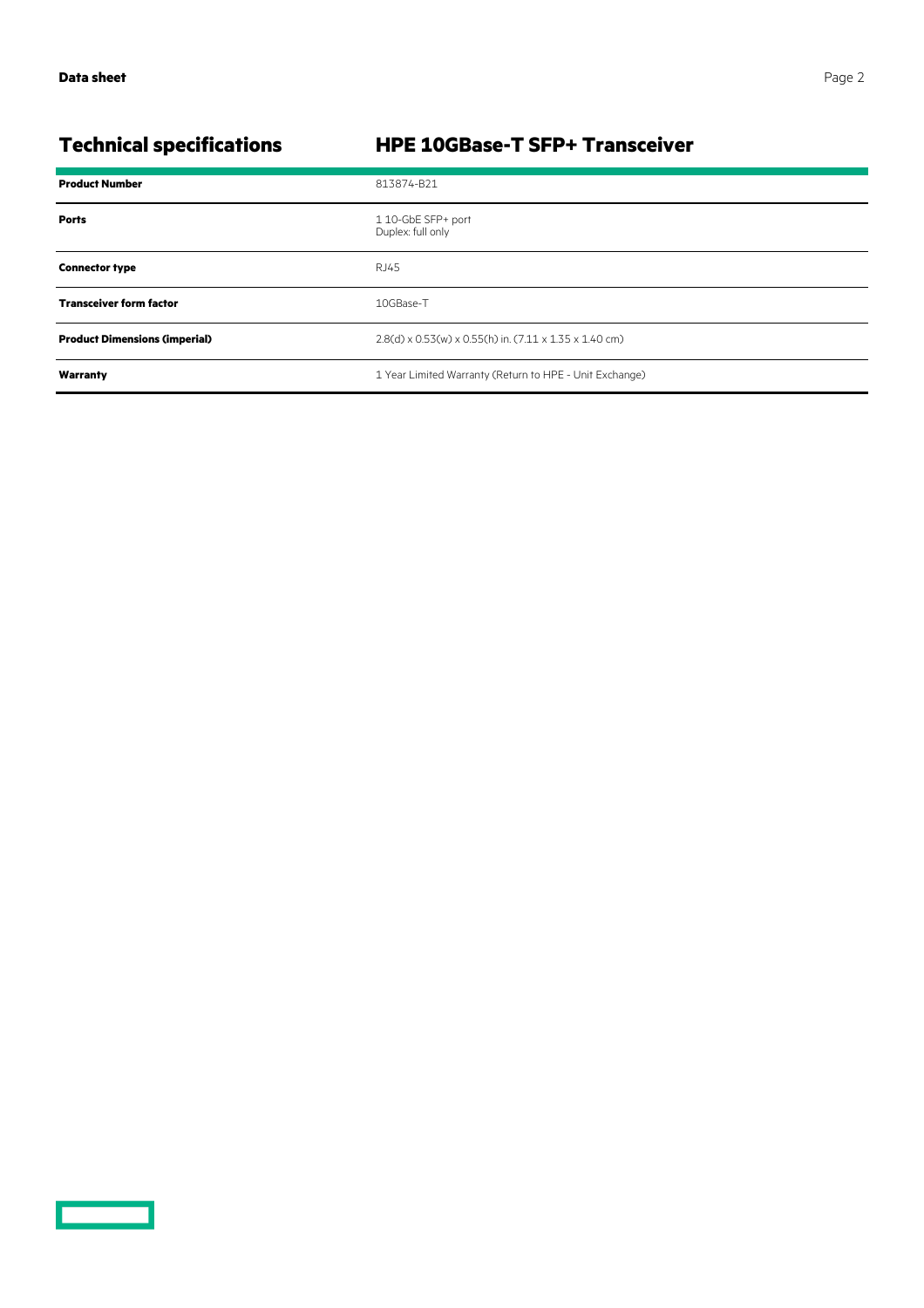## Technical specifications

## HPE 10GBase-T SFP+ Transceiver

| | |
|---|---|
| **Product Number** | 813874-B21 |
| **Ports** | 1 10-GbE SFP+ port<br>Duplex: full only |
| **Connector type** | RJ45 |
| **Transceiver form factor** | 10GBase-T |
| **Product Dimensions (imperial)** | 2.8(d) x 0.53(w) x 0.55(h) in. (7.11 x 1.35 x 1.40 cm) |
| **Warranty** | 1 Year Limited Warranty (Return to HPE - Unit Exchange) |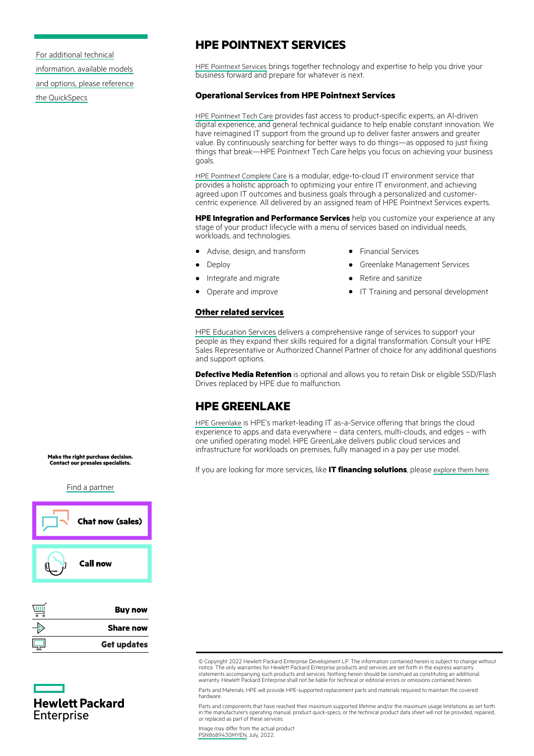For additional technical information, available models and options, please reference the QuickSpecs

## HPE POINTNEXT SERVICES

HPE Pointnext Services brings together technology and expertise to help you drive your business forward and prepare for whatever is next.

### Operational Services from HPE Pointnext Services

HPE Pointnext Tech Care provides fast access to product-specific experts, an AI-driven digital experience, and general technical guidance to help enable constant innovation. We have reimagined IT support from the ground up to deliver faster answers and greater value. By continuously searching for better ways to do things—as opposed to just fixing things that break—HPE Pointnext Tech Care helps you focus on achieving your business goals.

HPE Pointnext Complete Care is a modular, edge-to-cloud IT environment service that provides a holistic approach to optimizing your entire IT environment, and achieving agreed upon IT outcomes and business goals through a personalized and customer-centric experience. All delivered by an assigned team of HPE Pointnext Services experts.

**HPE Integration and Performance Services** help you customize your experience at any stage of your product lifecycle with a menu of services based on individual needs, workloads, and technologies.

- Advise, design, and transform
- Deploy
- Integrate and migrate
- Operate and improve
- Financial Services
- Greenlake Management Services
- Retire and sanitize
- IT Training and personal development

### Other related services

HPE Education Services delivers a comprehensive range of services to support your people as they expand their skills required for a digital transformation. Consult your HPE Sales Representative or Authorized Channel Partner of choice for any additional questions and support options.

**Defective Media Retention** is optional and allows you to retain Disk or eligible SSD/Flash Drives replaced by HPE due to malfunction.

## HPE GREENLAKE

HPE Greenlake is HPE's market-leading IT as-a-Service offering that brings the cloud experience to apps and data everywhere – data centers, multi-clouds, and edges – with one unified operating model. HPE GreenLake delivers public cloud services and infrastructure for workloads on premises, fully managed in a pay per use model.

If you are looking for more services, like **IT financing solutions**, please explore them here.

**Make the right purchase decision. Contact our presales specialists.**

Find a partner

Chat now (sales)

Call now

Buy now

Share now

Get updates

Hewlett Packard Enterprise

© Copyright 2022 Hewlett Packard Enterprise Development LP. The information contained herein is subject to change without notice. The only warranties for Hewlett Packard Enterprise products and services are set forth in the express warranty statements accompanying such products and services. Nothing herein should be construed as constituting an additional warranty. Hewlett Packard Enterprise shall not be liable for technical or editorial errors or omissions contained herein.

Parts and Materials: HPE will provide HPE-supported replacement parts and materials required to maintain the covered hardware.

Parts and components that have reached their maximum supported lifetime and/or the maximum usage limitations as set forth in the manufacturer's operating manual, product quick-specs, or the technical product data sheet will not be provided, repaired, or replaced as part of these services.

Image may differ from the actual product

PSN8689430MYEN, July, 2022.